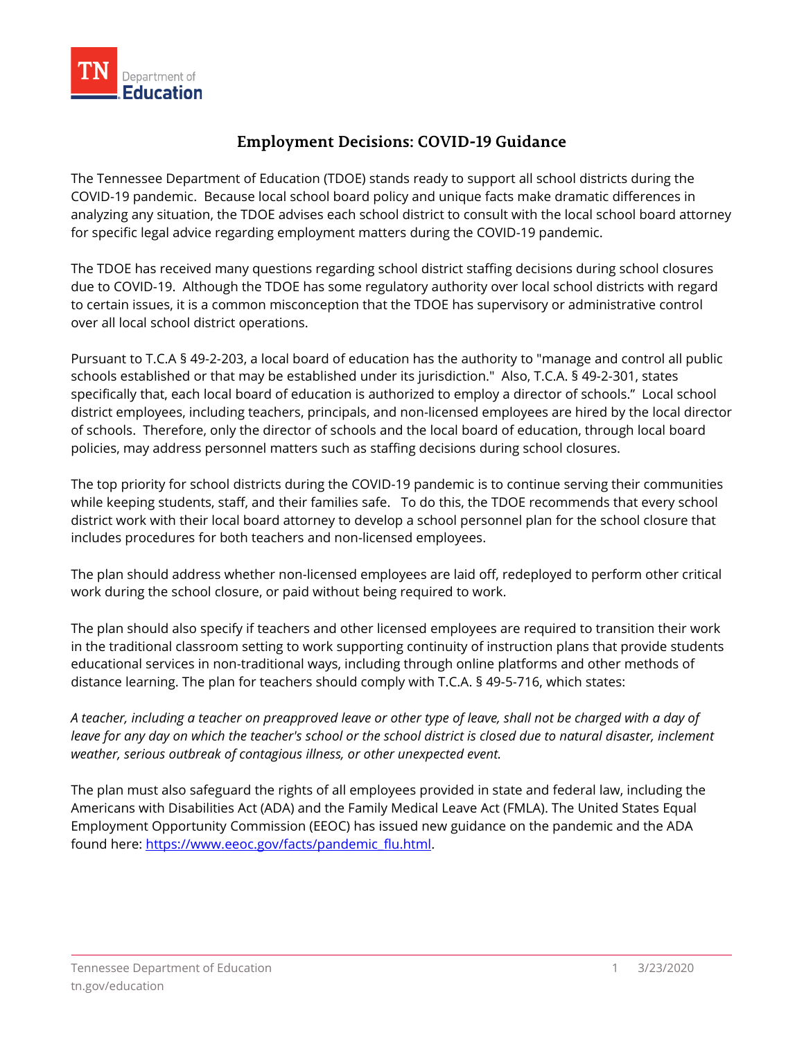# Employment Decisions: COVID-19 Guidance

The Tennessee Department of Education (TDOE) stands ready to support all school districts during the COVID-19 pandemic. Because local school board policy and unique facts make dramatic differences in analyzing any situation, the TDOE advises each school district to consult with the local school board attorney for specific legal advice regarding employment matters during the COVID-19 pandemic.

The TDOE has received many questions regarding school district staffing decisions during school closures due to COVID-19. Although the TDOE has some regulatory authority over local school districts with regard to certain issues, it is a common misconception that the TDOE has supervisory or administrative control over all local school district operations.

Pursuant to T.C.A § 49-2-203, a local board of education has the authority to "manage and control all public schools established or that may be established under its jurisdiction." Also, T.C.A. § 49-2-301, states specifically that, each local board of education is authorized to employ a director of schools." Local school district employees, including teachers, principals, and non-licensed employees are hired by the local director of schools. Therefore, only the director of schools and the local board of education, through local board policies, may address personnel matters such as staffing decisions during school closures.

The top priority for school districts during the COVID-19 pandemic is to continue serving their communities while keeping students, staff, and their families safe. To do this, the TDOE recommends that every school district work with their local board attorney to develop a school personnel plan for the school closure that includes procedures for both teachers and non-licensed employees.

The plan should address whether non-licensed employees are laid off, redeployed to perform other critical work during the school closure, or paid without being required to work.

The plan should also specify if teachers and other licensed employees are required to transition their work in the traditional classroom setting to work supporting continuity of instruction plans that provide students educational services in non-traditional ways, including through online platforms and other methods of distance learning. The plan for teachers should comply with T.C.A. § 49-5-716, which states:

*A teacher, including a teacher on preapproved leave or other type of leave, shall not be charged with a day of leave for any day on which the teacher's school or the school district is closed due to natural disaster, inclement weather, serious outbreak of contagious illness, or other unexpected event.*

The plan must also safeguard the rights of all employees provided in state and federal law, including the Americans with Disabilities Act (ADA) and the Family Medical Leave Act (FMLA). The United States Equal Employment Opportunity Commission (EEOC) has issued new guidance on the pandemic and the ADA found here: https://www.eeoc.gov/facts/pandemic_flu.html.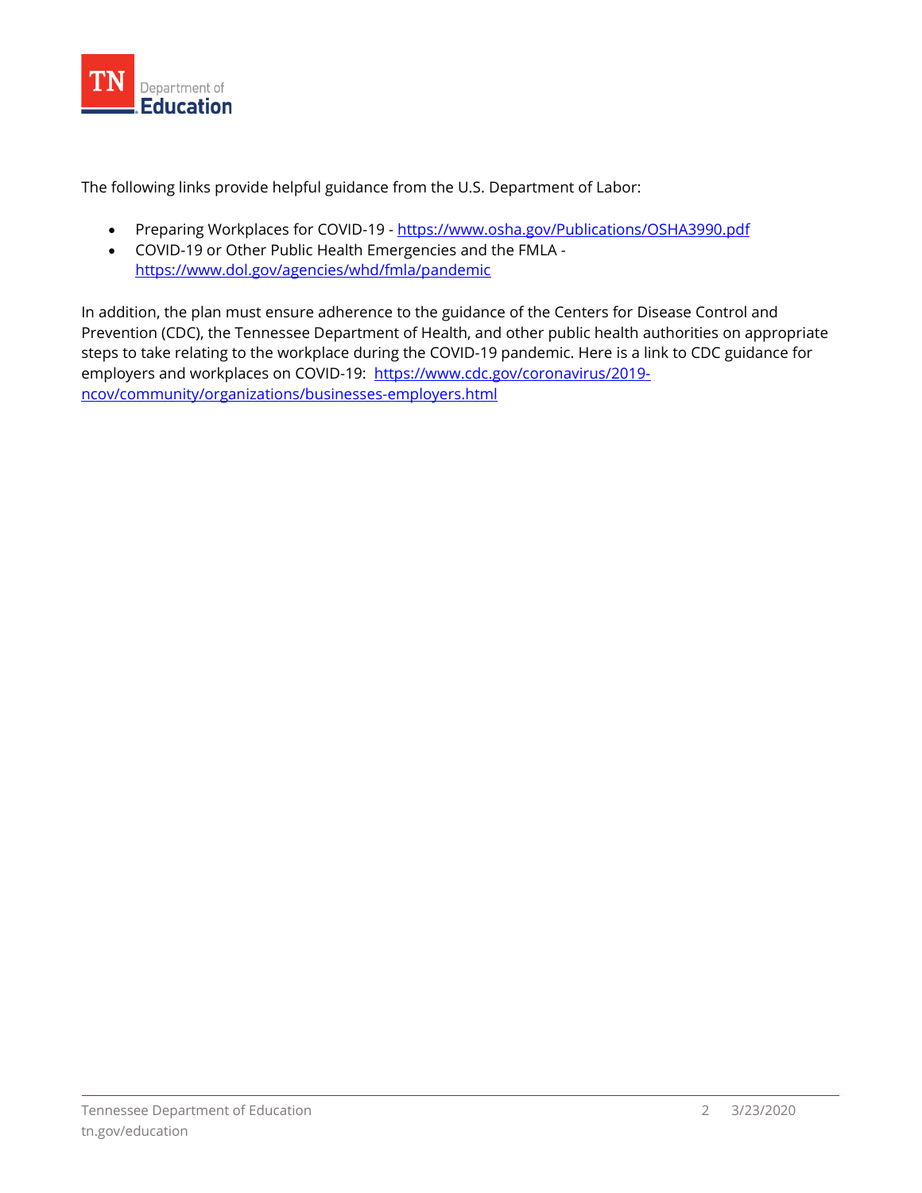The following links provide helpful guidance from the U.S. Department of Labor:

- Preparing Workplaces for COVID-19 - https://www.osha.gov/Publications/OSHA3990.pdf
- COVID-19 or Other Public Health Emergencies and the FMLA - https://www.dol.gov/agencies/whd/fmla/pandemic

In addition, the plan must ensure adherence to the guidance of the Centers for Disease Control and Prevention (CDC), the Tennessee Department of Health, and other public health authorities on appropriate steps to take relating to the workplace during the COVID-19 pandemic. Here is a link to CDC guidance for employers and workplaces on COVID-19: https://www.cdc.gov/coronavirus/2019-ncov/community/organizations/businesses-employers.html